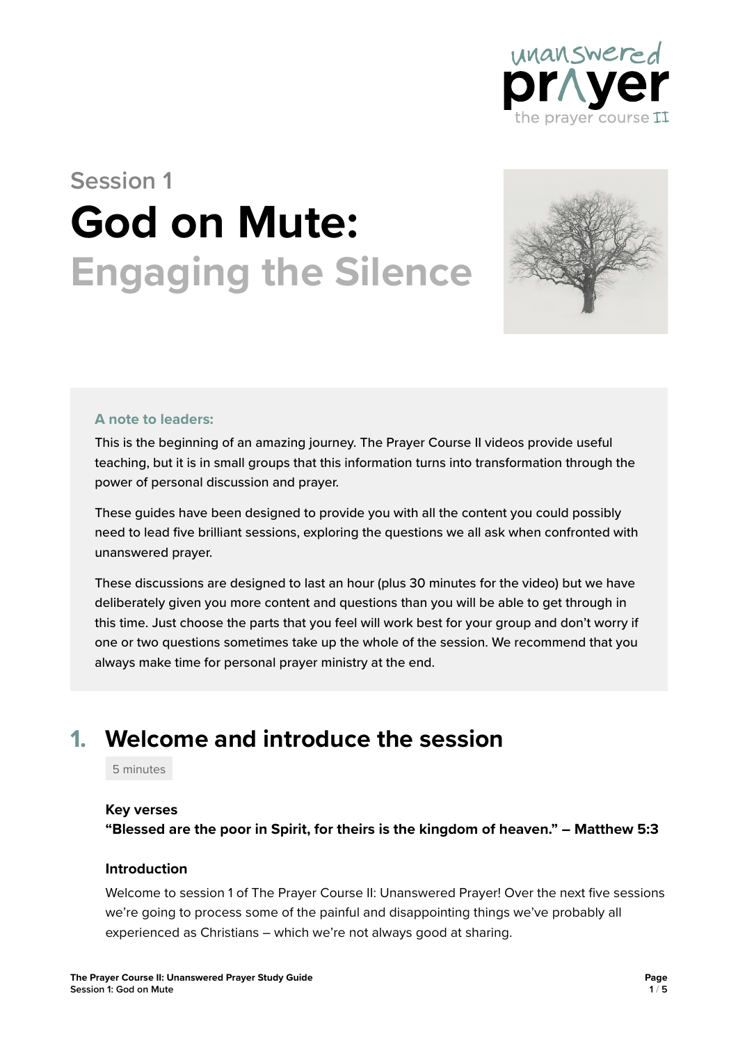Session 1

# God on Mute: Engaging the Silence

**A note to leaders:**

This is the beginning of an amazing journey. The Prayer Course II videos provide useful teaching, but it is in small groups that this information turns into transformation through the power of personal discussion and prayer.

These guides have been designed to provide you with all the content you could possibly need to lead five brilliant sessions, exploring the questions we all ask when confronted with unanswered prayer.

These discussions are designed to last an hour (plus 30 minutes for the video) but we have deliberately given you more content and questions than you will be able to get through in this time. Just choose the parts that you feel will work best for your group and don't worry if one or two questions sometimes take up the whole of the session. We recommend that you always make time for personal prayer ministry at the end.

## 1. Welcome and introduce the session

5 minutes

### Key verses

**"Blessed are the poor in Spirit, for theirs is the kingdom of heaven." – Matthew 5:3**

### Introduction

Welcome to session 1 of The Prayer Course II: Unanswered Prayer! Over the next five sessions we're going to process some of the painful and disappointing things we've probably all experienced as Christians – which we're not always good at sharing.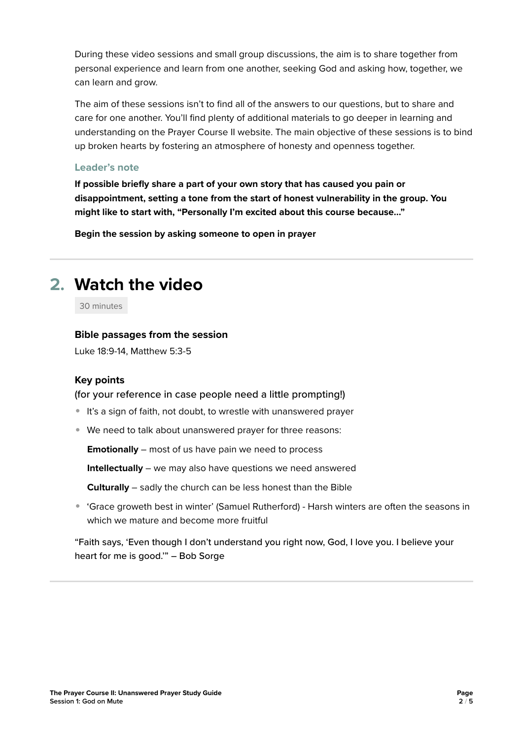During these video sessions and small group discussions, the aim is to share together from personal experience and learn from one another, seeking God and asking how, together, we can learn and grow.

The aim of these sessions isn't to find all of the answers to our questions, but to share and care for one another. You'll find plenty of additional materials to go deeper in learning and understanding on the Prayer Course II website. The main objective of these sessions is to bind up broken hearts by fostering an atmosphere of honesty and openness together.

### Leader's note

**If possible briefly share a part of your own story that has caused you pain or disappointment, setting a tone from the start of honest vulnerability in the group. You might like to start with, "Personally I'm excited about this course because..."**

**Begin the session by asking someone to open in prayer**

---

## 2. Watch the video

30 minutes

**Bible passages from the session**

Luke 18:9-14, Matthew 5:3-5

**Key points**

(for your reference in case people need a little prompting!)

- It's a sign of faith, not doubt, to wrestle with unanswered prayer
- We need to talk about unanswered prayer for three reasons:

  **Emotionally** – most of us have pain we need to process

  **Intellectually** – we may also have questions we need answered

  **Culturally** – sadly the church can be less honest than the Bible

- 'Grace groweth best in winter' (Samuel Rutherford) - Harsh winters are often the seasons in which we mature and become more fruitful

"Faith says, 'Even though I don't understand you right now, God, I love you. I believe your heart for me is good.'" – Bob Sorge

---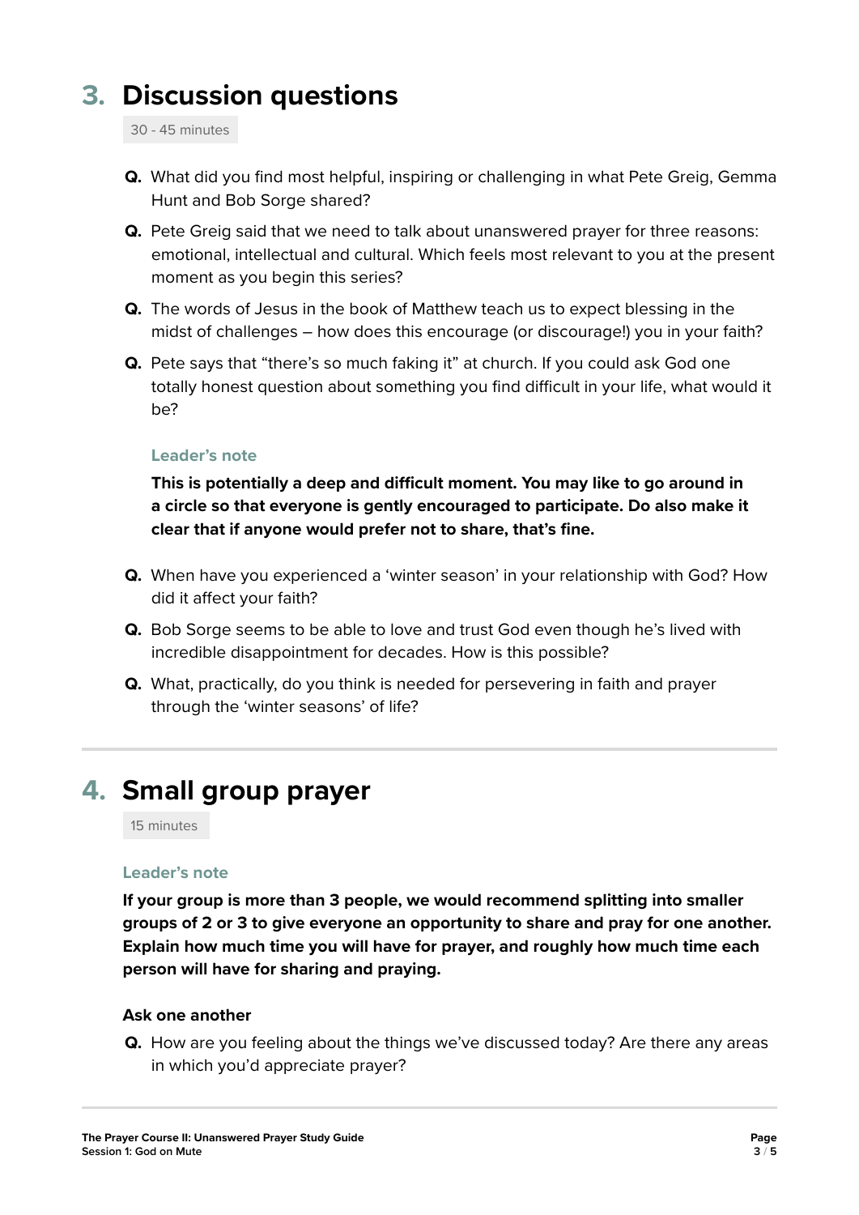## 3. Discussion questions

30 - 45 minutes

- **Q.** What did you find most helpful, inspiring or challenging in what Pete Greig, Gemma Hunt and Bob Sorge shared?
- **Q.** Pete Greig said that we need to talk about unanswered prayer for three reasons: emotional, intellectual and cultural. Which feels most relevant to you at the present moment as you begin this series?
- **Q.** The words of Jesus in the book of Matthew teach us to expect blessing in the midst of challenges – how does this encourage (or discourage!) you in your faith?
- **Q.** Pete says that "there's so much faking it" at church. If you could ask God one totally honest question about something you find difficult in your life, what would it be?

**Leader's note**

**This is potentially a deep and difficult moment. You may like to go around in a circle so that everyone is gently encouraged to participate. Do also make it clear that if anyone would prefer not to share, that's fine.**

- **Q.** When have you experienced a 'winter season' in your relationship with God? How did it affect your faith?
- **Q.** Bob Sorge seems to be able to love and trust God even though he's lived with incredible disappointment for decades. How is this possible?
- **Q.** What, practically, do you think is needed for persevering in faith and prayer through the 'winter seasons' of life?

## 4. Small group prayer

15 minutes

**Leader's note**

**If your group is more than 3 people, we would recommend splitting into smaller groups of 2 or 3 to give everyone an opportunity to share and pray for one another. Explain how much time you will have for prayer, and roughly how much time each person will have for sharing and praying.**

### Ask one another

- **Q.** How are you feeling about the things we've discussed today? Are there any areas in which you'd appreciate prayer?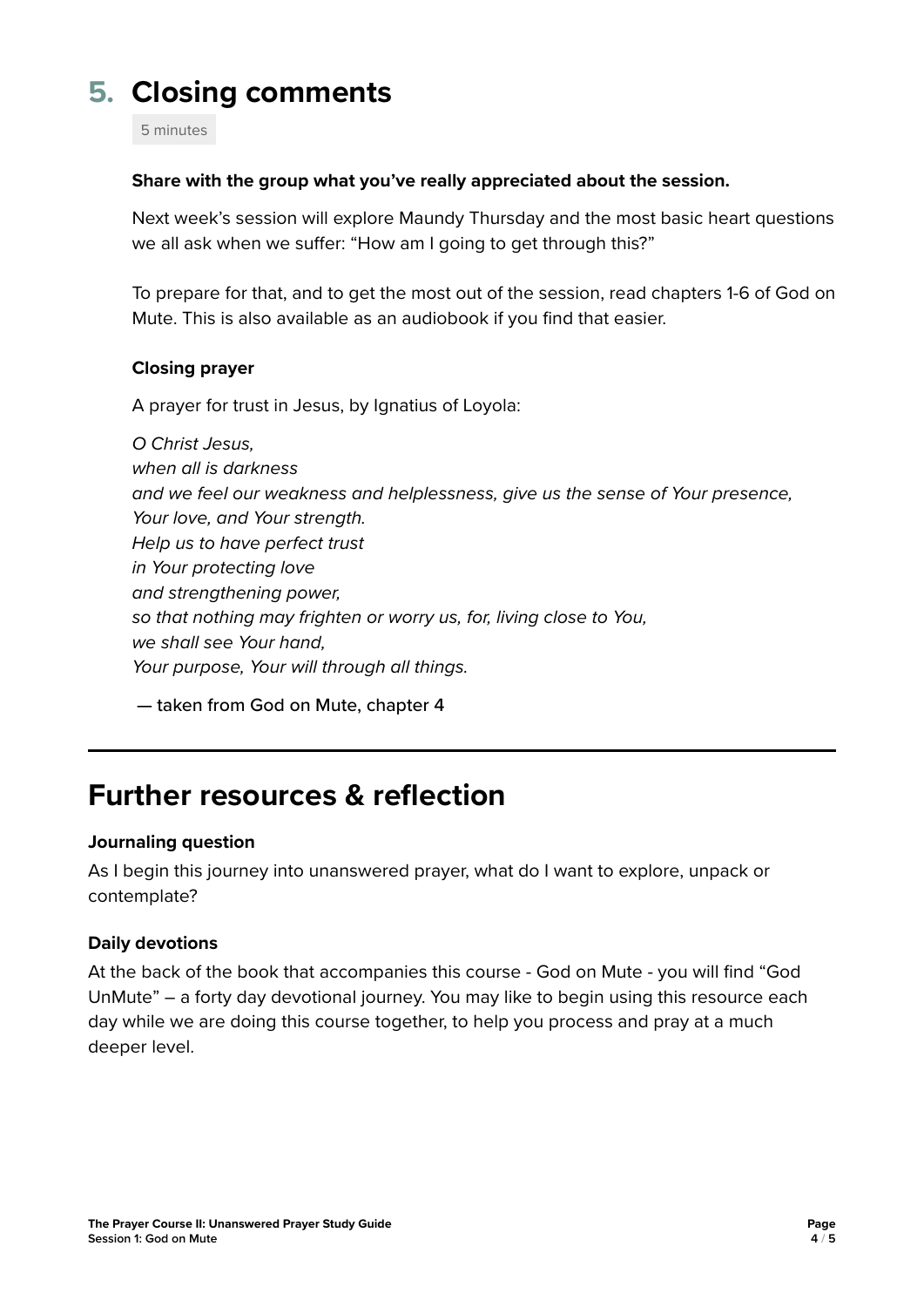## 5. Closing comments

5 minutes

**Share with the group what you've really appreciated about the session.**

Next week's session will explore Maundy Thursday and the most basic heart questions we all ask when we suffer: "How am I going to get through this?"

To prepare for that, and to get the most out of the session, read chapters 1-6 of God on Mute. This is also available as an audiobook if you find that easier.

**Closing prayer**

A prayer for trust in Jesus, by Ignatius of Loyola:

*O Christ Jesus,*
*when all is darkness*
*and we feel our weakness and helplessness, give us the sense of Your presence,*
*Your love, and Your strength.*
*Help us to have perfect trust*
*in Your protecting love*
*and strengthening power,*
*so that nothing may frighten or worry us, for, living close to You,*
*we shall see Your hand,*
*Your purpose, Your will through all things.*

— taken from God on Mute, chapter 4

---

# Further resources & reflection

**Journaling question**

As I begin this journey into unanswered prayer, what do I want to explore, unpack or contemplate?

**Daily devotions**

At the back of the book that accompanies this course - God on Mute - you will find "God UnMute" – a forty day devotional journey. You may like to begin using this resource each day while we are doing this course together, to help you process and pray at a much deeper level.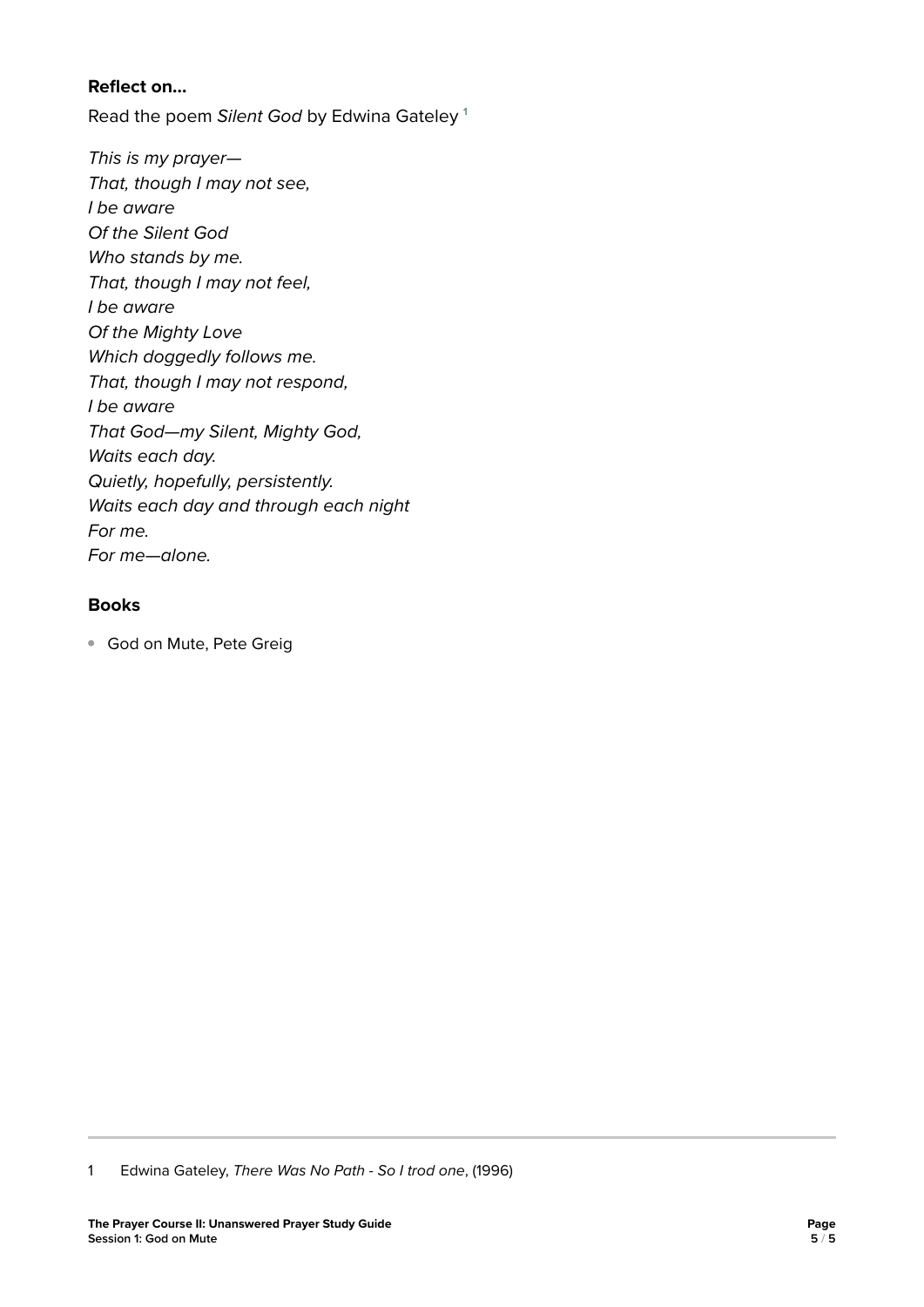**Reflect on...**

Read the poem *Silent God* by Edwina Gateley [1]

*This is my prayer—*  
*That, though I may not see,*  
*I be aware*  
*Of the Silent God*  
*Who stands by me.*  
*That, though I may not feel,*  
*I be aware*  
*Of the Mighty Love*  
*Which doggedly follows me.*  
*That, though I may not respond,*  
*I be aware*  
*That God—my Silent, Mighty God,*  
*Waits each day.*  
*Quietly, hopefully, persistently.*  
*Waits each day and through each night*  
*For me.*  
*For me—alone.*

**Books**

- God on Mute, Pete Greig

---

1 Edwina Gateley, *There Was No Path - So I trod one*, (1996)